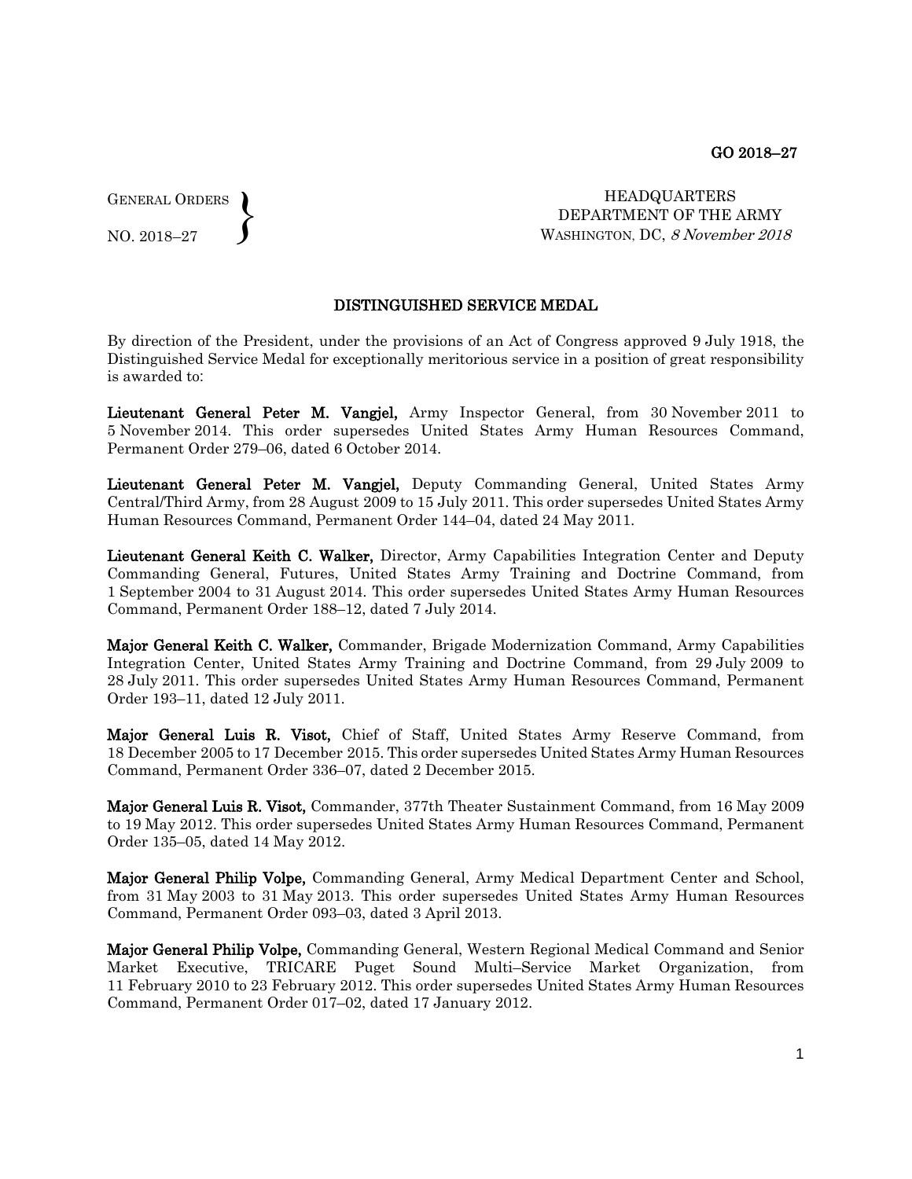GO 2018–27

GENERAL ORDERS
NO. 2018–27

HEADQUARTERS
DEPARTMENT OF THE ARMY
WASHINGTON, DC, *8 November 2018*

## DISTINGUISHED SERVICE MEDAL

By direction of the President, under the provisions of an Act of Congress approved 9 July 1918, the Distinguished Service Medal for exceptionally meritorious service in a position of great responsibility is awarded to:

**Lieutenant General Peter M. Vangjel,** Army Inspector General, from 30 November 2011 to 5 November 2014. This order supersedes United States Army Human Resources Command, Permanent Order 279–06, dated 6 October 2014.

**Lieutenant General Peter M. Vangjel,** Deputy Commanding General, United States Army Central/Third Army, from 28 August 2009 to 15 July 2011. This order supersedes United States Army Human Resources Command, Permanent Order 144–04, dated 24 May 2011.

**Lieutenant General Keith C. Walker,** Director, Army Capabilities Integration Center and Deputy Commanding General, Futures, United States Army Training and Doctrine Command, from 1 September 2004 to 31 August 2014. This order supersedes United States Army Human Resources Command, Permanent Order 188–12, dated 7 July 2014.

**Major General Keith C. Walker,** Commander, Brigade Modernization Command, Army Capabilities Integration Center, United States Army Training and Doctrine Command, from 29 July 2009 to 28 July 2011. This order supersedes United States Army Human Resources Command, Permanent Order 193–11, dated 12 July 2011.

**Major General Luis R. Visot,** Chief of Staff, United States Army Reserve Command, from 18 December 2005 to 17 December 2015. This order supersedes United States Army Human Resources Command, Permanent Order 336–07, dated 2 December 2015.

**Major General Luis R. Visot,** Commander, 377th Theater Sustainment Command, from 16 May 2009 to 19 May 2012. This order supersedes United States Army Human Resources Command, Permanent Order 135–05, dated 14 May 2012.

**Major General Philip Volpe,** Commanding General, Army Medical Department Center and School, from 31 May 2003 to 31 May 2013. This order supersedes United States Army Human Resources Command, Permanent Order 093–03, dated 3 April 2013.

**Major General Philip Volpe,** Commanding General, Western Regional Medical Command and Senior Market Executive, TRICARE Puget Sound Multi–Service Market Organization, from 11 February 2010 to 23 February 2012. This order supersedes United States Army Human Resources Command, Permanent Order 017–02, dated 17 January 2012.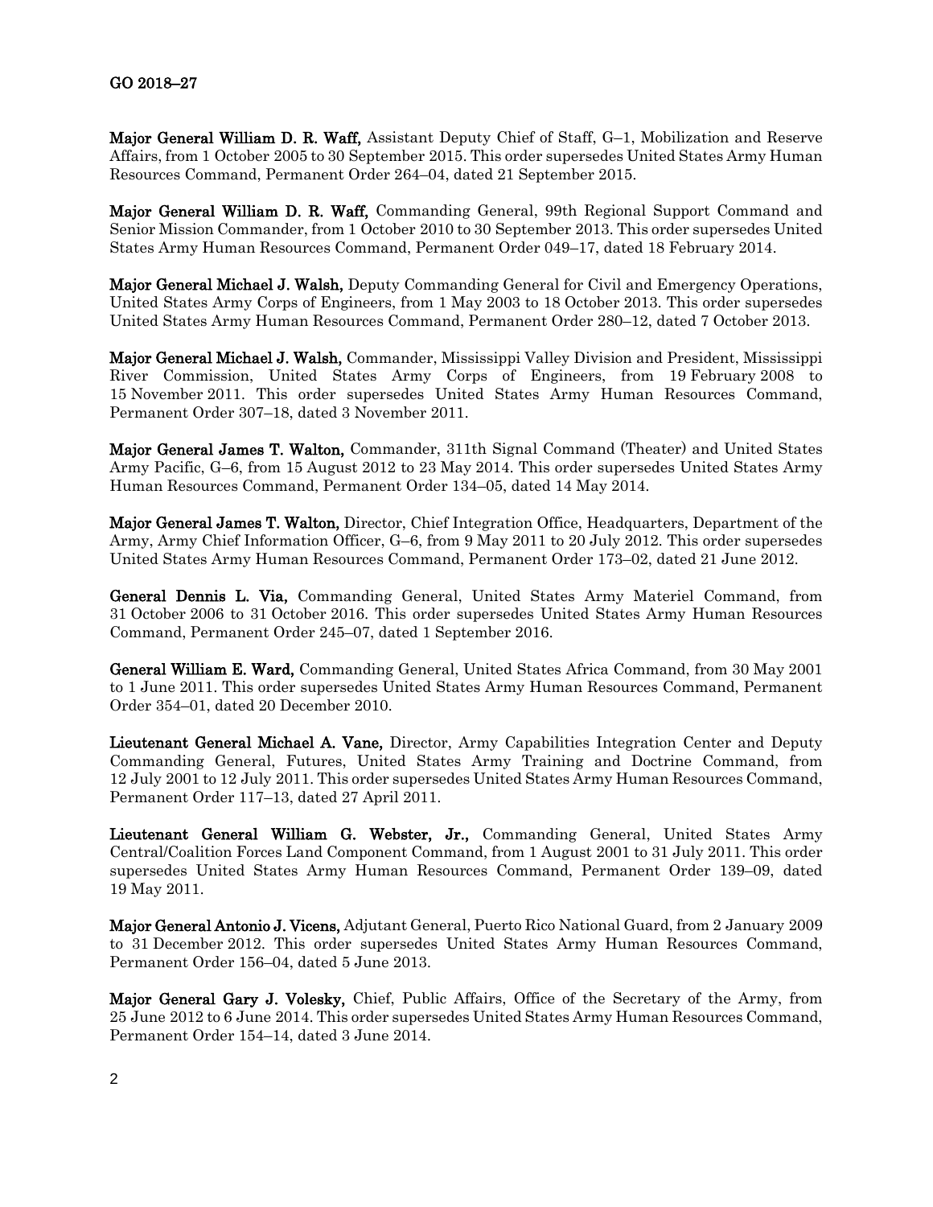**Major General William D. R. Waff,** Assistant Deputy Chief of Staff, G–1, Mobilization and Reserve Affairs, from 1 October 2005 to 30 September 2015. This order supersedes United States Army Human Resources Command, Permanent Order 264–04, dated 21 September 2015.

**Major General William D. R. Waff,** Commanding General, 99th Regional Support Command and Senior Mission Commander, from 1 October 2010 to 30 September 2013. This order supersedes United States Army Human Resources Command, Permanent Order 049–17, dated 18 February 2014.

**Major General Michael J. Walsh,** Deputy Commanding General for Civil and Emergency Operations, United States Army Corps of Engineers, from 1 May 2003 to 18 October 2013. This order supersedes United States Army Human Resources Command, Permanent Order 280–12, dated 7 October 2013.

**Major General Michael J. Walsh,** Commander, Mississippi Valley Division and President, Mississippi River Commission, United States Army Corps of Engineers, from 19 February 2008 to 15 November 2011. This order supersedes United States Army Human Resources Command, Permanent Order 307–18, dated 3 November 2011.

**Major General James T. Walton,** Commander, 311th Signal Command (Theater) and United States Army Pacific, G–6, from 15 August 2012 to 23 May 2014. This order supersedes United States Army Human Resources Command, Permanent Order 134–05, dated 14 May 2014.

**Major General James T. Walton,** Director, Chief Integration Office, Headquarters, Department of the Army, Army Chief Information Officer, G–6, from 9 May 2011 to 20 July 2012. This order supersedes United States Army Human Resources Command, Permanent Order 173–02, dated 21 June 2012.

**General Dennis L. Via,** Commanding General, United States Army Materiel Command, from 31 October 2006 to 31 October 2016. This order supersedes United States Army Human Resources Command, Permanent Order 245–07, dated 1 September 2016.

**General William E. Ward,** Commanding General, United States Africa Command, from 30 May 2001 to 1 June 2011. This order supersedes United States Army Human Resources Command, Permanent Order 354–01, dated 20 December 2010.

**Lieutenant General Michael A. Vane,** Director, Army Capabilities Integration Center and Deputy Commanding General, Futures, United States Army Training and Doctrine Command, from 12 July 2001 to 12 July 2011. This order supersedes United States Army Human Resources Command, Permanent Order 117–13, dated 27 April 2011.

**Lieutenant General William G. Webster, Jr.,** Commanding General, United States Army Central/Coalition Forces Land Component Command, from 1 August 2001 to 31 July 2011. This order supersedes United States Army Human Resources Command, Permanent Order 139–09, dated 19 May 2011.

**Major General Antonio J. Vicens,** Adjutant General, Puerto Rico National Guard, from 2 January 2009 to 31 December 2012. This order supersedes United States Army Human Resources Command, Permanent Order 156–04, dated 5 June 2013.

**Major General Gary J. Volesky,** Chief, Public Affairs, Office of the Secretary of the Army, from 25 June 2012 to 6 June 2014. This order supersedes United States Army Human Resources Command, Permanent Order 154–14, dated 3 June 2014.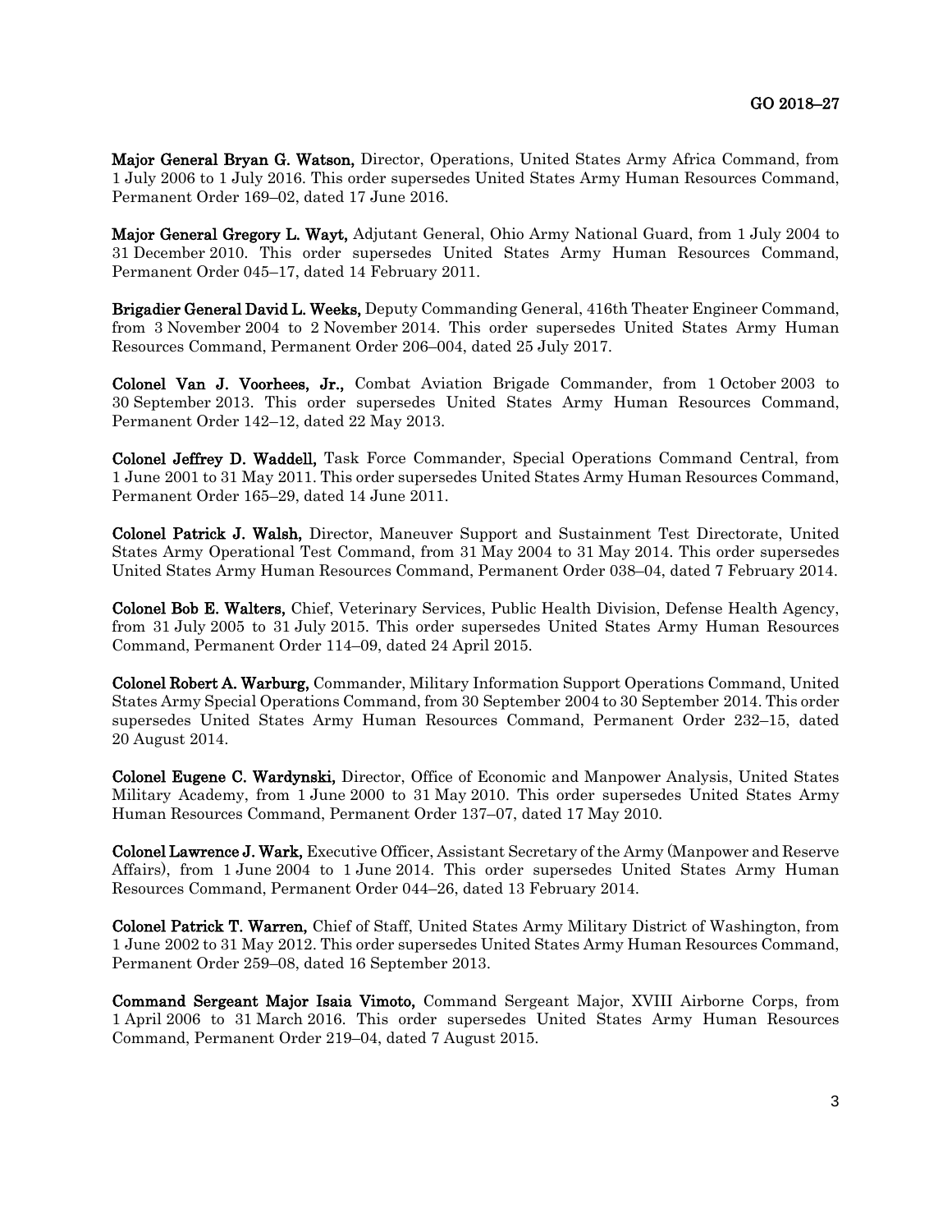**Major General Bryan G. Watson,** Director, Operations, United States Army Africa Command, from 1 July 2006 to 1 July 2016. This order supersedes United States Army Human Resources Command, Permanent Order 169–02, dated 17 June 2016.

**Major General Gregory L. Wayt,** Adjutant General, Ohio Army National Guard, from 1 July 2004 to 31 December 2010. This order supersedes United States Army Human Resources Command, Permanent Order 045–17, dated 14 February 2011.

**Brigadier General David L. Weeks,** Deputy Commanding General, 416th Theater Engineer Command, from 3 November 2004 to 2 November 2014. This order supersedes United States Army Human Resources Command, Permanent Order 206–004, dated 25 July 2017.

**Colonel Van J. Voorhees, Jr.,** Combat Aviation Brigade Commander, from 1 October 2003 to 30 September 2013. This order supersedes United States Army Human Resources Command, Permanent Order 142–12, dated 22 May 2013.

**Colonel Jeffrey D. Waddell,** Task Force Commander, Special Operations Command Central, from 1 June 2001 to 31 May 2011. This order supersedes United States Army Human Resources Command, Permanent Order 165–29, dated 14 June 2011.

**Colonel Patrick J. Walsh,** Director, Maneuver Support and Sustainment Test Directorate, United States Army Operational Test Command, from 31 May 2004 to 31 May 2014. This order supersedes United States Army Human Resources Command, Permanent Order 038–04, dated 7 February 2014.

**Colonel Bob E. Walters,** Chief, Veterinary Services, Public Health Division, Defense Health Agency, from 31 July 2005 to 31 July 2015. This order supersedes United States Army Human Resources Command, Permanent Order 114–09, dated 24 April 2015.

**Colonel Robert A. Warburg,** Commander, Military Information Support Operations Command, United States Army Special Operations Command, from 30 September 2004 to 30 September 2014. This order supersedes United States Army Human Resources Command, Permanent Order 232–15, dated 20 August 2014.

**Colonel Eugene C. Wardynski,** Director, Office of Economic and Manpower Analysis, United States Military Academy, from 1 June 2000 to 31 May 2010. This order supersedes United States Army Human Resources Command, Permanent Order 137–07, dated 17 May 2010.

**Colonel Lawrence J. Wark,** Executive Officer, Assistant Secretary of the Army (Manpower and Reserve Affairs), from 1 June 2004 to 1 June 2014. This order supersedes United States Army Human Resources Command, Permanent Order 044–26, dated 13 February 2014.

**Colonel Patrick T. Warren,** Chief of Staff, United States Army Military District of Washington, from 1 June 2002 to 31 May 2012. This order supersedes United States Army Human Resources Command, Permanent Order 259–08, dated 16 September 2013.

**Command Sergeant Major Isaia Vimoto,** Command Sergeant Major, XVIII Airborne Corps, from 1 April 2006 to 31 March 2016. This order supersedes United States Army Human Resources Command, Permanent Order 219–04, dated 7 August 2015.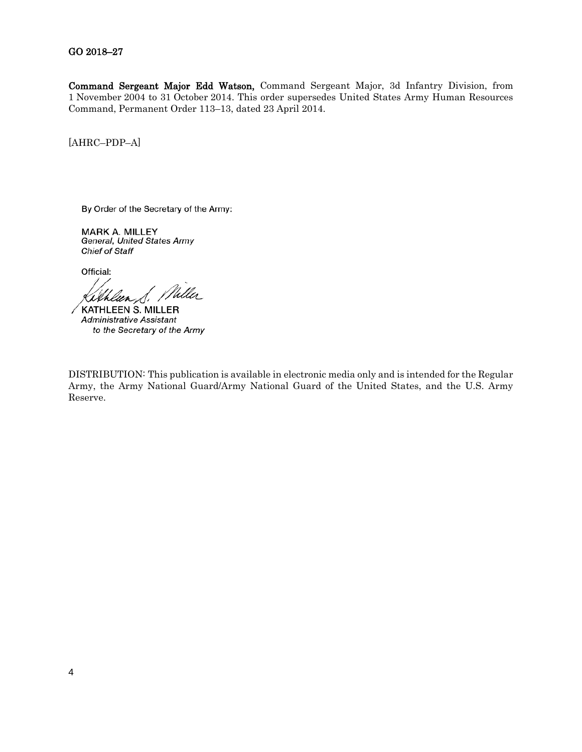**Command Sergeant Major Edd Watson,** Command Sergeant Major, 3d Infantry Division, from 1 November 2004 to 31 October 2014. This order supersedes United States Army Human Resources Command, Permanent Order 113–13, dated 23 April 2014.

[AHRC–PDP–A]

By Order of the Secretary of the Army:

MARK A. MILLEY
*General, United States Army*
*Chief of Staff*

Official:

KATHLEEN S. MILLER
*Administrative Assistant*
*to the Secretary of the Army*

DISTRIBUTION: This publication is available in electronic media only and is intended for the Regular Army, the Army National Guard/Army National Guard of the United States, and the U.S. Army Reserve.